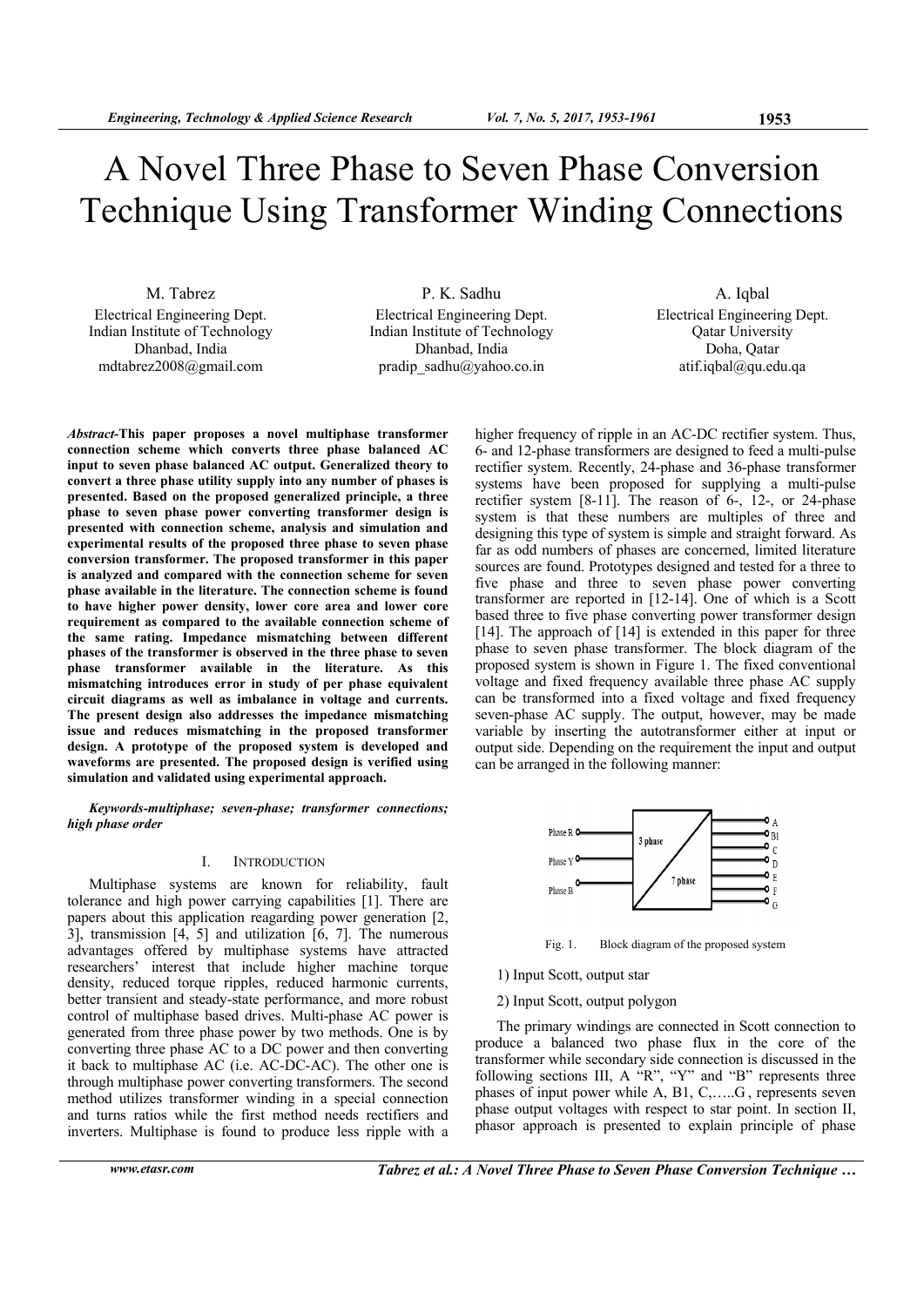# A Novel Three Phase to Seven Phase Conversion Technique Using Transformer Winding Connections

M. Tabrez
Electrical Engineering Dept.
Indian Institute of Technology
Dhanbad, India
mdtabrez2008@gmail.com

P. K. Sadhu
Electrical Engineering Dept.
Indian Institute of Technology
Dhanbad, India
pradip_sadhu@yahoo.co.in

A. Iqbal
Electrical Engineering Dept.
Qatar University
Doha, Qatar
atif.iqbal@qu.edu.qa

***Abstract*-This paper proposes a novel multiphase transformer connection scheme which converts three phase balanced AC input to seven phase balanced AC output. Generalized theory to convert a three phase utility supply into any number of phases is presented. Based on the proposed generalized principle, a three phase to seven phase power converting transformer design is presented with connection scheme, analysis and simulation and experimental results of the proposed three phase to seven phase conversion transformer. The proposed transformer in this paper is analyzed and compared with the connection scheme for seven phase available in the literature. The connection scheme is found to have higher power density, lower core area and lower core requirement as compared to the available connection scheme of the same rating. Impedance mismatching between different phases of the transformer is observed in the three phase to seven phase transformer available in the literature. As this mismatching introduces error in study of per phase equivalent circuit diagrams as well as imbalance in voltage and currents. The present design also addresses the impedance mismatching issue and reduces mismatching in the proposed transformer design. A prototype of the proposed system is developed and waveforms are presented. The proposed design is verified using simulation and validated using experimental approach.**

***Keywords-multiphase; seven-phase; transformer connections; high phase order***

## I. INTRODUCTION

Multiphase systems are known for reliability, fault tolerance and high power carrying capabilities [1]. There are papers about this application reagarding power generation [2, 3], transmission [4, 5] and utilization [6, 7]. The numerous advantages offered by multiphase systems have attracted researchers' interest that include higher machine torque density, reduced torque ripples, reduced harmonic currents, better transient and steady-state performance, and more robust control of multiphase based drives. Multi-phase AC power is generated from three phase power by two methods. One is by converting three phase AC to a DC power and then converting it back to multiphase AC (i.e. AC-DC-AC). The other one is through multiphase power converting transformers. The second method utilizes transformer winding in a special connection and turns ratios while the first method needs rectifiers and inverters. Multiphase is found to produce less ripple with a higher frequency of ripple in an AC-DC rectifier system. Thus, 6- and 12-phase transformers are designed to feed a multi-pulse rectifier system. Recently, 24-phase and 36-phase transformer systems have been proposed for supplying a multi-pulse rectifier system [8-11]. The reason of 6-, 12-, or 24-phase system is that these numbers are multiples of three and designing this type of system is simple and straight forward. As far as odd numbers of phases are concerned, limited literature sources are found. Prototypes designed and tested for a three to five phase and three to seven phase power converting transformer are reported in [12-14]. One of which is a Scott based three to five phase converting power transformer design [14]. The approach of [14] is extended in this paper for three phase to seven phase transformer. The block diagram of the proposed system is shown in Figure 1. The fixed conventional voltage and fixed frequency available three phase AC supply can be transformed into a fixed voltage and fixed frequency seven-phase AC supply. The output, however, may be made variable by inserting the autotransformer either at input or output side. Depending on the requirement the input and output can be arranged in the following manner:

Fig. 1. Block diagram of the proposed system

1) Input Scott, output star

2) Input Scott, output polygon

The primary windings are connected in Scott connection to produce a balanced two phase flux in the core of the transformer while secondary side connection is discussed in the following sections III, A "R", "Y" and "B" represents three phases of input power while A, B1, C,…..G , represents seven phase output voltages with respect to star point. In section II, phasor approach is presented to explain principle of phase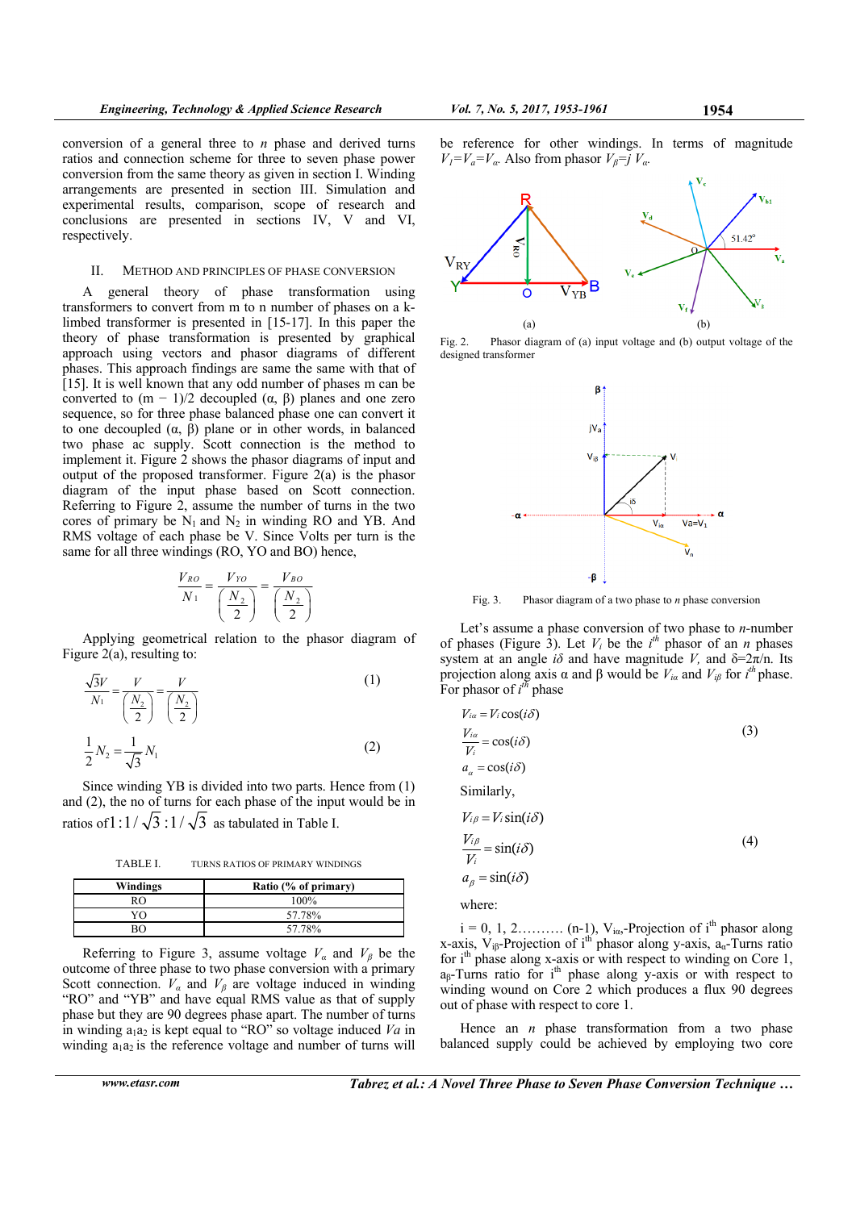conversion of a general three to $n$ phase and derived turns ratios and connection scheme for three to seven phase power conversion from the same theory as given in section I. Winding arrangements are presented in section III. Simulation and experimental results, comparison, scope of research and conclusions are presented in sections IV, V and VI, respectively.

## II. METHOD AND PRINCIPLES OF PHASE CONVERSION

A general theory of phase transformation using transformers to convert from m to n number of phases on a k-limbed transformer is presented in [15-17]. In this paper the theory of phase transformation is presented by graphical approach using vectors and phasor diagrams of different phases. This approach findings are same the same with that of [15]. It is well known that any odd number of phases m can be converted to (m − 1)/2 decoupled (α, β) planes and one zero sequence, so for three phase balanced phase one can convert it to one decoupled (α, β) plane or in other words, in balanced two phase ac supply. Scott connection is the method to implement it. Figure 2 shows the phasor diagrams of input and output of the proposed transformer. Figure 2(a) is the phasor diagram of the input phase based on Scott connection. Referring to Figure 2, assume the number of turns in the two cores of primary be $N_1$ and $N_2$ in winding RO and YB. And RMS voltage of each phase be V. Since Volts per turn is the same for all three windings (RO, YO and BO) hence,

$$\frac{V_{RO}}{N_1} = \frac{V_{YO}}{\left(\frac{N_2}{2}\right)} = \frac{V_{BO}}{\left(\frac{N_2}{2}\right)}$$

Applying geometrical relation to the phasor diagram of Figure 2(a), resulting to:

$$\frac{\sqrt{3}V}{N_1} = \frac{V}{\left(\frac{N_2}{2}\right)} = \frac{V}{\left(\frac{N_2}{2}\right)} \tag{1}$$

$$\frac{1}{2}N_2 = \frac{1}{\sqrt{3}}N_1 \tag{2}$$

Since winding YB is divided into two parts. Hence from (1) and (2), the no of turns for each phase of the input would be in ratios of $1:1/\sqrt{3}:1/\sqrt{3}$ as tabulated in Table I.

TABLE I. TURNS RATIOS OF PRIMARY WINDINGS

| Windings | Ratio (% of primary) |
|---|---|
| RO | 100% |
| YO | 57.78% |
| BO | 57.78% |

Referring to Figure 3, assume voltage $V_\alpha$ and $V_\beta$ be the outcome of three phase to two phase conversion with a primary Scott connection. $V_\alpha$ and $V_\beta$ are voltage induced in winding "RO" and "YB" and have equal RMS value as that of supply phase but they are 90 degrees phase apart. The number of turns in winding $a_1a_2$ is kept equal to "RO" so voltage induced $Va$ in winding $a_1a_2$ is the reference voltage and number of turns will be reference for other windings. In terms of magnitude $V_1=V_a=V_\alpha$. Also from phasor $V_\beta=j\,V_\alpha$.

Fig. 2. Phasor diagram of (a) input voltage and (b) output voltage of the designed transformer

Fig. 3. Phasor diagram of a two phase to $n$ phase conversion

Let's assume a phase conversion of two phase to $n$-number of phases (Figure 3). Let $V_i$ be the $i^{th}$ phasor of an $n$ phases system at an angle $i\delta$ and have magnitude $V$, and $\delta=2\pi/n$. Its projection along axis α and β would be $V_{i\alpha}$ and $V_{i\beta}$ for $i^{th}$ phase. For phasor of $i^{th}$ phase

$$V_{i\alpha} = V_i\cos(i\delta)$$
$$\frac{V_{i\alpha}}{V_i} = \cos(i\delta) \tag{3}$$
$$a_\alpha = \cos(i\delta)$$

Similarly,

$$V_{i\beta} = V_i\sin(i\delta)$$
$$\frac{V_{i\beta}}{V_i} = \sin(i\delta) \tag{4}$$
$$a_\beta = \sin(i\delta)$$

where:

i = 0, 1, 2………. (n-1), $V_{i\alpha}$-Projection of $i^{th}$ phasor along x-axis, $V_{i\beta}$-Projection of $i^{th}$ phasor along y-axis, $a_\alpha$-Turns ratio for $i^{th}$ phase along x-axis or with respect to winding on Core 1, $a_\beta$-Turns ratio for $i^{th}$ phase along y-axis or with respect to winding wound on Core 2 which produces a flux 90 degrees out of phase with respect to core 1.

Hence an $n$ phase transformation from a two phase balanced supply could be achieved by employing two core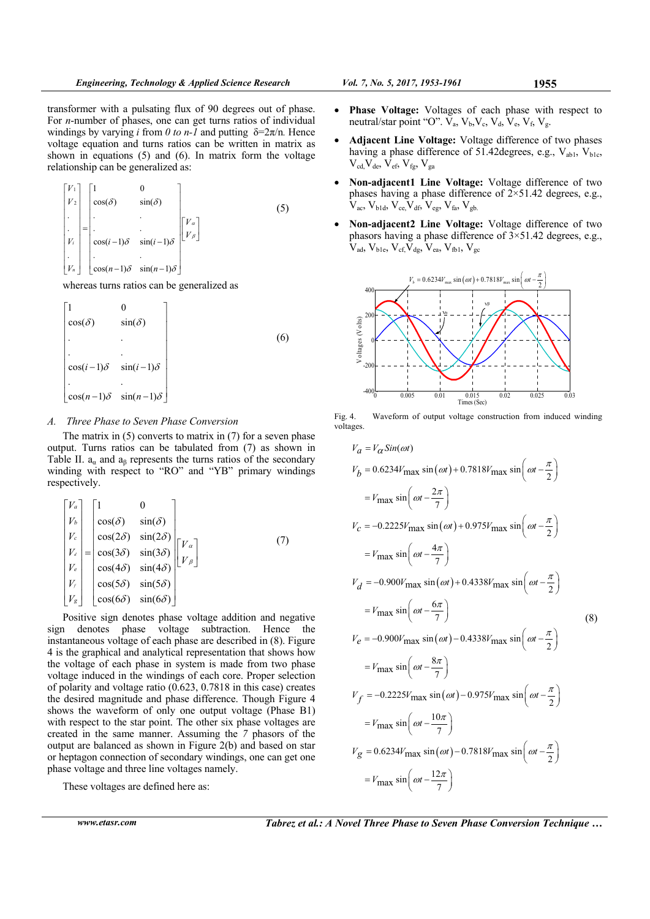transformer with a pulsating flux of 90 degrees out of phase. For *n*-number of phases, one can get turns ratios of individual windings by varying *i* from *0 to n-1* and putting $\delta=2\pi/n$. Hence voltage equation and turns ratios can be written in matrix as shown in equations (5) and (6). In matrix form the voltage relationship can be generalized as:

$$\begin{bmatrix} V_1 \\ V_2 \\ . \\ . \\ V_i \\ . \\ V_n \end{bmatrix} = \begin{bmatrix} 1 & 0 \\ \cos(\delta) & \sin(\delta) \\ . & . \\ . & . \\ \cos(i-1)\delta & \sin(i-1)\delta \\ . & . \\ \cos(n-1)\delta & \sin(n-1)\delta \end{bmatrix} \begin{bmatrix} V_\alpha \\ V_\beta \end{bmatrix} \tag{5}$$

whereas turns ratios can be generalized as

$$\begin{bmatrix} 1 & 0 \\ \cos(\delta) & \sin(\delta) \\ . & . \\ . & . \\ \cos(i-1)\delta & \sin(i-1)\delta \\ . & . \\ \cos(n-1)\delta & \sin(n-1)\delta \end{bmatrix} \tag{6}$$

### *A. Three Phase to Seven Phase Conversion*

The matrix in (5) converts to matrix in (7) for a seven phase output. Turns ratios can be tabulated from (7) as shown in Table II. $a_\alpha$ and $a_\beta$ represents the turns ratios of the secondary winding with respect to "RO" and "YB" primary windings respectively.

$$\begin{bmatrix} V_a \\ V_b \\ V_c \\ V_d \\ V_e \\ V_f \\ V_g \end{bmatrix} = \begin{bmatrix} 1 & 0 \\ \cos(\delta) & \sin(\delta) \\ \cos(2\delta) & \sin(2\delta) \\ \cos(3\delta) & \sin(3\delta) \\ \cos(4\delta) & \sin(4\delta) \\ \cos(5\delta) & \sin(5\delta) \\ \cos(6\delta) & \sin(6\delta) \end{bmatrix} \begin{bmatrix} V_\alpha \\ V_\beta \end{bmatrix} \tag{7}$$

Positive sign denotes phase voltage addition and negative sign denotes phase voltage subtraction. Hence the instantaneous voltage of each phase are described in (8). Figure 4 is the graphical and analytical representation that shows how the voltage of each phase in system is made from two phase voltage induced in the windings of each core. Proper selection of polarity and voltage ratio (0.623, 0.7818 in this case) creates the desired magnitude and phase difference. Though Figure 4 shows the waveform of only one output voltage (Phase B1) with respect to the star point. The other six phase voltages are created in the same manner. Assuming the *7* phasors of the output are balanced as shown in Figure 2(b) and based on star or heptagon connection of secondary windings, one can get one phase voltage and three line voltages namely.

These voltages are defined here as:

- **Phase Voltage:** Voltages of each phase with respect to neutral/star point "O". $V_a$, $V_b$, $V_c$, $V_d$, $V_e$, $V_f$, $V_g$.
- **Adjacent Line Voltage:** Voltage difference of two phases having a phase difference of 51.42degrees, e.g., $V_{ab1}$, $V_{b1c}$, $V_{cd}$, $V_{de}$, $V_{ef}$, $V_{fg}$, $V_{ga}$
- **Non-adjacent1 Line Voltage:** Voltage difference of two phases having a phase difference of 2×51.42 degrees, e.g., $V_{ac}$, $V_{b1d}$, $V_{ce}$, $V_{df}$, $V_{eg}$, $V_{fa}$, $V_{gb}$.
- **Non-adjacent2 Line Voltage:** Voltage difference of two phasors having a phase difference of 3×51.42 degrees, e.g., $V_{ad}$, $V_{b1e}$, $V_{cf}$, $V_{dg}$, $V_{ea}$, $V_{fb1}$, $V_{gc}$

Fig. 4. Waveform of output voltage construction from induced winding voltages.

$$\begin{aligned}
V_a &= V_\alpha Sin(\omega t) \\
V_b &= 0.6234V_{\max}\sin(\omega t) + 0.7818V_{\max}\sin\left(\omega t - \frac{\pi}{2}\right) \\
&= V_{\max}\sin\left(\omega t - \frac{2\pi}{7}\right) \\
V_c &= -0.2225V_{\max}\sin(\omega t) + 0.975V_{\max}\sin\left(\omega t - \frac{\pi}{2}\right) \\
&= V_{\max}\sin\left(\omega t - \frac{4\pi}{7}\right) \\
V_d &= -0.900V_{\max}\sin(\omega t) + 0.4338V_{\max}\sin\left(\omega t - \frac{\pi}{2}\right) \\
&= V_{\max}\sin\left(\omega t - \frac{6\pi}{7}\right) \\
V_e &= -0.900V_{\max}\sin(\omega t) - 0.4338V_{\max}\sin\left(\omega t - \frac{\pi}{2}\right) \\
&= V_{\max}\sin\left(\omega t - \frac{8\pi}{7}\right) \\
V_f &= -0.2225V_{\max}\sin(\omega t) - 0.975V_{\max}\sin\left(\omega t - \frac{\pi}{2}\right) \\
&= V_{\max}\sin\left(\omega t - \frac{10\pi}{7}\right) \\
V_g &= 0.6234V_{\max}\sin(\omega t) - 0.7818V_{\max}\sin\left(\omega t - \frac{\pi}{2}\right) \\
&= V_{\max}\sin\left(\omega t - \frac{12\pi}{7}\right)
\end{aligned} \tag{8}$$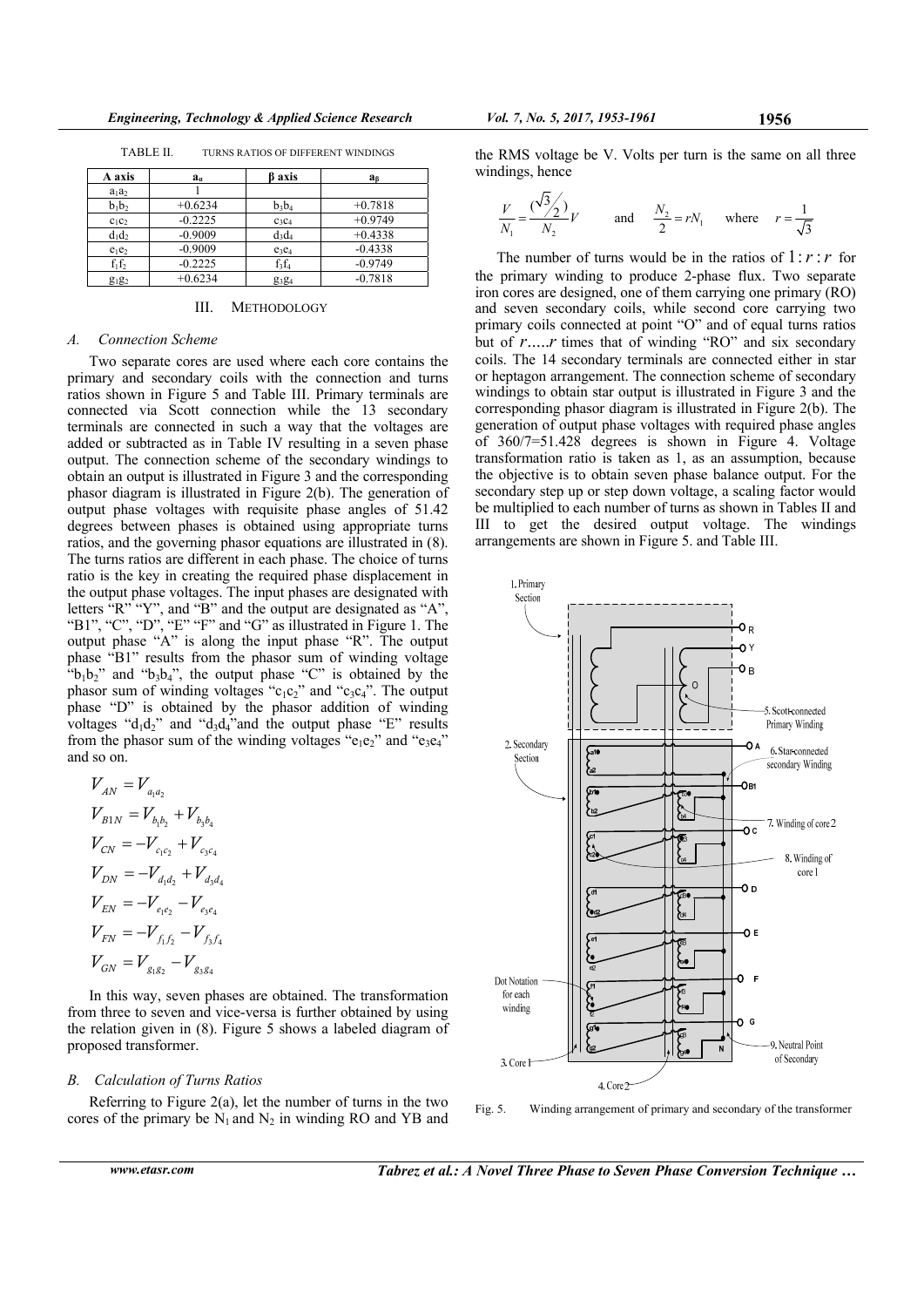TABLE II. TURNS RATIOS OF DIFFERENT WINDINGS

| A axis | $a_\alpha$ | β axis | $a_\beta$ |
|---|---|---|---|
| $a_1a_2$ | 1 | | |
| $b_1b_2$ | +0.6234 | $b_3b_4$ | +0.7818 |
| $c_1c_2$ | -0.2225 | $c_3c_4$ | +0.9749 |
| $d_1d_2$ | -0.9009 | $d_3d_4$ | +0.4338 |
| $e_1e_2$ | -0.9009 | $e_3e_4$ | -0.4338 |
| $f_1f_2$ | -0.2225 | $f_3f_4$ | -0.9749 |
| $g_1g_2$ | +0.6234 | $g_3g_4$ | -0.7818 |

## III. METHODOLOGY

### A. Connection Scheme

Two separate cores are used where each core contains the primary and secondary coils with the connection and turns ratios shown in Figure 5 and Table III. Primary terminals are connected via Scott connection while the 13 secondary terminals are connected in such a way that the voltages are added or subtracted as in Table IV resulting in a seven phase output. The connection scheme of the secondary windings to obtain an output is illustrated in Figure 3 and the corresponding phasor diagram is illustrated in Figure 2(b). The generation of output phase voltages with requisite phase angles of 51.42 degrees between phases is obtained using appropriate turns ratios, and the governing phasor equations are illustrated in (8). The turns ratios are different in each phase. The choice of turns ratio is the key in creating the required phase displacement in the output phase voltages. The input phases are designated with letters "R" "Y", and "B" and the output are designated as "A", "B1", "C", "D", "E" "F" and "G" as illustrated in Figure 1. The output phase "A" is along the input phase "R". The output phase "B1" results from the phasor sum of winding voltage "$b_1b_2$" and "$b_3b_4$", the output phase "C" is obtained by the phasor sum of winding voltages "$c_1c_2$" and "$c_3c_4$". The output phase "D" is obtained by the phasor addition of winding voltages "$d_1d_2$" and "$d_3d_4$" and the output phase "E" results from the phasor sum of the winding voltages "$e_1e_2$" and "$e_3e_4$" and so on.

$$
\begin{aligned}
V_{AN} &= V_{a_1a_2} \\
V_{B1N} &= V_{b_1b_2} + V_{b_3b_4} \\
V_{CN} &= -V_{c_1c_2} + V_{c_3c_4} \\
V_{DN} &= -V_{d_1d_2} + V_{d_3d_4} \\
V_{EN} &= -V_{e_1e_2} - V_{e_3e_4} \\
V_{FN} &= -V_{f_1f_2} - V_{f_3f_4} \\
V_{GN} &= V_{g_1g_2} - V_{g_3g_4}
\end{aligned}
$$

In this way, seven phases are obtained. The transformation from three to seven and vice-versa is further obtained by using the relation given in (8). Figure 5 shows a labeled diagram of proposed transformer.

### B. Calculation of Turns Ratios

Referring to Figure 2(a), let the number of turns in the two cores of the primary be $N_1$ and $N_2$ in winding RO and YB and the RMS voltage be V. Volts per turn is the same on all three windings, hence

$$\frac{V}{N_1} = \frac{(\sqrt{3}/2)V}{N_2} \qquad \text{and} \qquad \frac{N_2}{2} = rN_1 \qquad \text{where} \qquad r = \frac{1}{\sqrt{3}}$$

The number of turns would be in the ratios of $1:r:r$ for the primary winding to produce 2-phase flux. Two separate iron cores are designed, one of them carrying one primary (RO) and seven secondary coils, while second core carrying two primary coils connected at point "O" and of equal turns ratios but of $r.....r$ times that of winding "RO" and six secondary coils. The 14 secondary terminals are connected either in star or heptagon arrangement. The connection scheme of secondary windings to obtain star output is illustrated in Figure 3 and the corresponding phasor diagram is illustrated in Figure 2(b). The generation of output phase voltages with required phase angles of 360/7=51.428 degrees is shown in Figure 4. Voltage transformation ratio is taken as 1, as an assumption, because the objective is to obtain seven phase balance output. For the secondary step up or step down voltage, a scaling factor would be multiplied to each number of turns as shown in Tables II and III to get the desired output voltage. The windings arrangements are shown in Figure 5. and Table III.

Fig. 5. Winding arrangement of primary and secondary of the transformer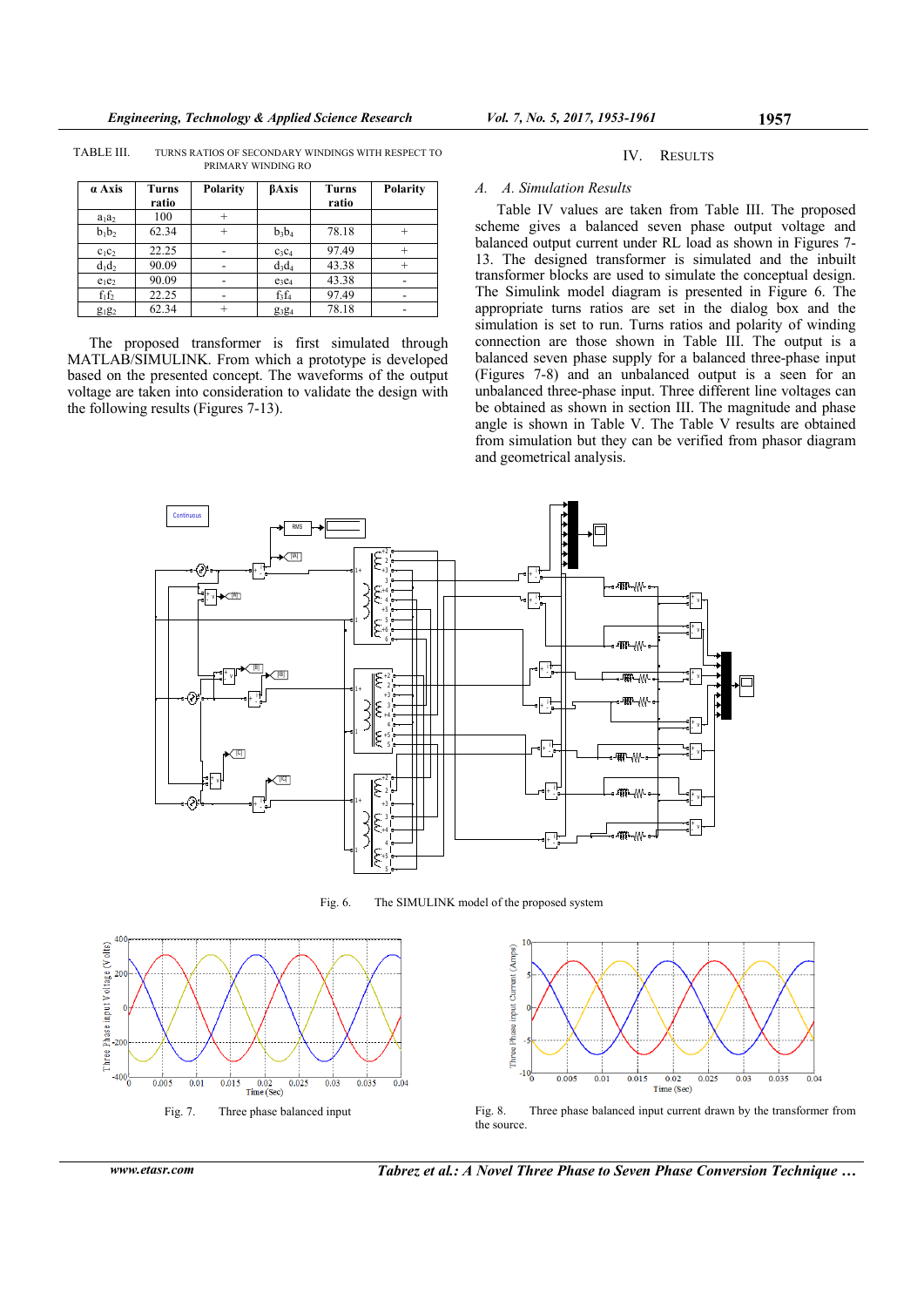TABLE III. TURNS RATIOS OF SECONDARY WINDINGS WITH RESPECT TO PRIMARY WINDING RO

| α Axis | Turns ratio | Polarity | βAxis | Turns ratio | Polarity |
|---|---|---|---|---|---|
| $a_1a_2$ | 100 | + | | | |
| $b_1b_2$ | 62.34 | + | $b_3b_4$ | 78.18 | + |
| $c_1c_2$ | 22.25 | - | $c_3c_4$ | 97.49 | + |
| $d_1d_2$ | 90.09 | - | $d_3d_4$ | 43.38 | + |
| $e_1e_2$ | 90.09 | - | $e_3e_4$ | 43.38 | - |
| $f_1f_2$ | 22.25 | - | $f_3f_4$ | 97.49 | - |
| $g_1g_2$ | 62.34 | + | $g_3g_4$ | 78.18 | - |

The proposed transformer is first simulated through MATLAB/SIMULINK. From which a prototype is developed based on the presented concept. The waveforms of the output voltage are taken into consideration to validate the design with the following results (Figures 7-13).

## IV. RESULTS

### A. A. Simulation Results

Table IV values are taken from Table III. The proposed scheme gives a balanced seven phase output voltage and balanced output current under RL load as shown in Figures 7-13. The designed transformer is simulated and the inbuilt transformer blocks are used to simulate the conceptual design. The Simulink model diagram is presented in Figure 6. The appropriate turns ratios are set in the dialog box and the simulation is set to run. Turns ratios and polarity of winding connection are those shown in Table III. The output is a balanced seven phase supply for a balanced three-phase input (Figures 7-8) and an unbalanced output is a seen for an unbalanced three-phase input. Three different line voltages can be obtained as shown in section III. The magnitude and phase angle is shown in Table V. The Table V results are obtained from simulation but they can be verified from phasor diagram and geometrical analysis.

Fig. 6. The SIMULINK model of the proposed system

Fig. 7. Three phase balanced input

Fig. 8. Three phase balanced input current drawn by the transformer from the source.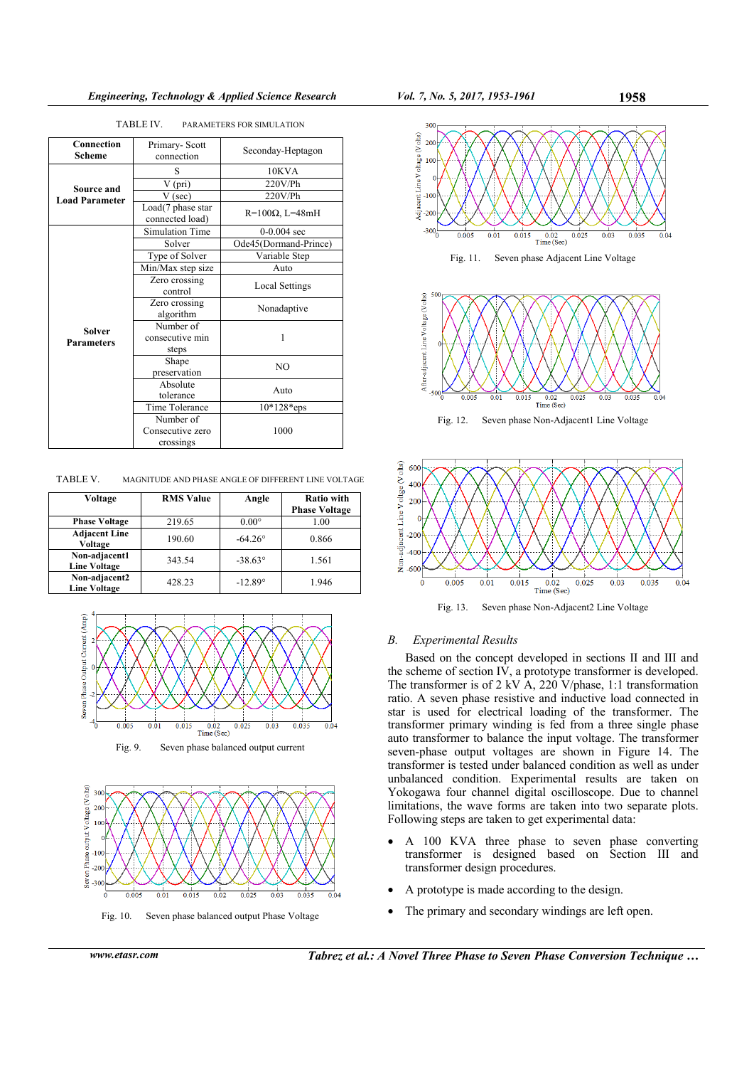TABLE IV. PARAMETERS FOR SIMULATION

| Connection Scheme | Primary- Scott connection | Seconday-Heptagon |
|---|---|---|
| Source and Load Parameter | S | 10KVA |
| | V (pri) | 220V/Ph |
| | V (sec) | 220V/Ph |
| | Load(7 phase star connected load) | R=100Ω, L=48mH |
| Solver Parameters | Simulation Time | 0-0.004 sec |
| | Solver | Ode45(Dormand-Prince) |
| | Type of Solver | Variable Step |
| | Min/Max step size | Auto |
| | Zero crossing control | Local Settings |
| | Zero crossing algorithm | Nonadaptive |
| | Number of consecutive min steps | 1 |
| | Shape preservation | NO |
| | Absolute tolerance | Auto |
| | Time Tolerance | 10*128*eps |
| | Number of Consecutive zero crossings | 1000 |

TABLE V. MAGNITUDE AND PHASE ANGLE OF DIFFERENT LINE VOLTAGE

| Voltage | RMS Value | Angle | Ratio with Phase Voltage |
|---|---|---|---|
| Phase Voltage | 219.65 | 0.00° | 1.00 |
| Adjacent Line Voltage | 190.60 | -64.26° | 0.866 |
| Non-adjacent1 Line Voltage | 343.54 | -38.63° | 1.561 |
| Non-adjacent2 Line Voltage | 428.23 | -12.89° | 1.946 |

Fig. 9. Seven phase balanced output current

Fig. 10. Seven phase balanced output Phase Voltage

Fig. 11. Seven phase Adjacent Line Voltage

Fig. 12. Seven phase Non-Adjacent1 Line Voltage

Fig. 13. Seven phase Non-Adjacent2 Line Voltage

### *B. Experimental Results*

Based on the concept developed in sections II and III and the scheme of section IV, a prototype transformer is developed. The transformer is of 2 kV A, 220 V/phase, 1:1 transformation ratio. A seven phase resistive and inductive load connected in star is used for electrical loading of the transformer. The transformer primary winding is fed from a three single phase auto transformer to balance the input voltage. The transformer seven-phase output voltages are shown in Figure 14. The transformer is tested under balanced condition as well as under unbalanced condition. Experimental results are taken on Yokogawa four channel digital oscilloscope. Due to channel limitations, the wave forms are taken into two separate plots. Following steps are taken to get experimental data:

- A 100 KVA three phase to seven phase converting transformer is designed based on Section III and transformer design procedures.
- A prototype is made according to the design.
- The primary and secondary windings are left open.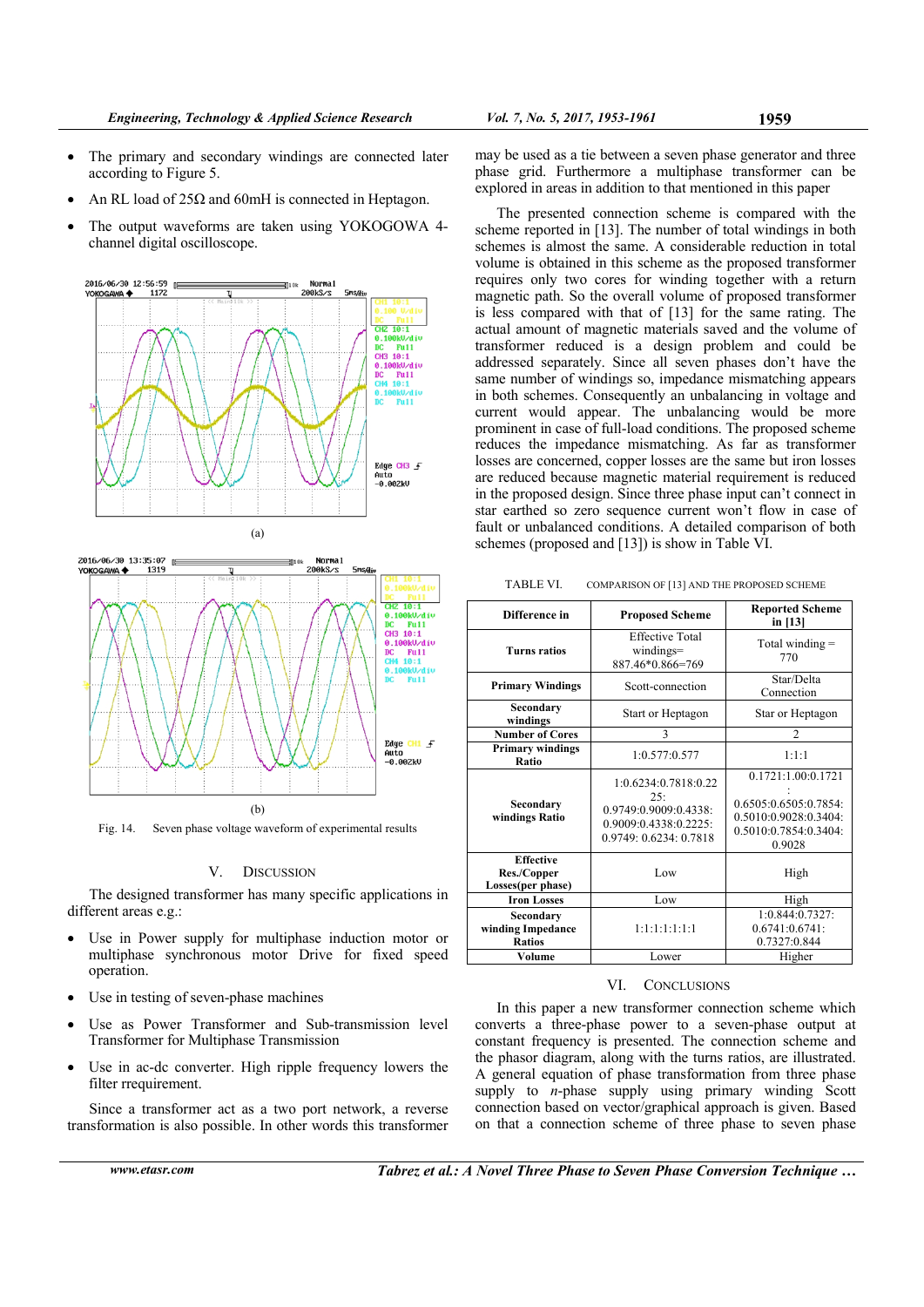- The primary and secondary windings are connected later according to Figure 5.
- An RL load of 25Ω and 60mH is connected in Heptagon.
- The output waveforms are taken using YOKOGOWA 4-channel digital oscilloscope.

(a)

(b)

Fig. 14. Seven phase voltage waveform of experimental results

## V. DISCUSSION

The designed transformer has many specific applications in different areas e.g.:

- Use in Power supply for multiphase induction motor or multiphase synchronous motor Drive for fixed speed operation.
- Use in testing of seven-phase machines
- Use as Power Transformer and Sub-transmission level Transformer for Multiphase Transmission
- Use in ac-dc converter. High ripple frequency lowers the filter rrequirement.

Since a transformer act as a two port network, a reverse transformation is also possible. In other words this transformer may be used as a tie between a seven phase generator and three phase grid. Furthermore a multiphase transformer can be explored in areas in addition to that mentioned in this paper

The presented connection scheme is compared with the scheme reported in [13]. The number of total windings in both schemes is almost the same. A considerable reduction in total volume is obtained in this scheme as the proposed transformer requires only two cores for winding together with a return magnetic path. So the overall volume of proposed transformer is less compared with that of [13] for the same rating. The actual amount of magnetic materials saved and the volume of transformer reduced is a design problem and could be addressed separately. Since all seven phases don't have the same number of windings so, impedance mismatching appears in both schemes. Consequently an unbalancing in voltage and current would appear. The unbalancing would be more prominent in case of full-load conditions. The proposed scheme reduces the impedance mismatching. As far as transformer losses are concerned, copper losses are the same but iron losses are reduced because magnetic material requirement is reduced in the proposed design. Since three phase input can't connect in star earthed so zero sequence current won't flow in case of fault or unbalanced conditions. A detailed comparison of both schemes (proposed and [13]) is show in Table VI.

TABLE VI. COMPARISON OF [13] AND THE PROPOSED SCHEME

| Difference in | Proposed Scheme | Reported Scheme in [13] |
|---|---|---|
| Turns ratios | Effective Total windings= 887.46*0.866=769 | Total winding = 770 |
| Primary Windings | Scott-connection | Star/Delta Connection |
| Secondary windings | Start or Heptagon | Star or Heptagon |
| Number of Cores | 3 | 2 |
| Primary windings Ratio | 1:0.577:0.577 | 1:1:1 |
| Secondary windings Ratio | 1:0.6234:0.7818:0.2225: 0.9749:0.9009:0.4338: 0.9009:0.4338:0.2225: 0.9749: 0.6234: 0.7818 | 0.1721:1.00:0.1721: 0.6505:0.6505:0.7854: 0.5010:0.9028:0.3404: 0.5010:0.7854:0.3404: 0.9028 |
| Effective Res./Copper Losses(per phase) | Low | High |
| Iron Losses | Low | High |
| Secondary winding Impedance Ratios | 1:1:1:1:1:1:1 | 1:0.844:0.7327: 0.6741:0.6741: 0.7327:0.844 |
| Volume | Lower | Higher |

## VI. CONCLUSIONS

In this paper a new transformer connection scheme which converts a three-phase power to a seven-phase output at constant frequency is presented. The connection scheme and the phasor diagram, along with the turns ratios, are illustrated. A general equation of phase transformation from three phase supply to $n$-phase supply using primary winding Scott connection based on vector/graphical approach is given. Based on that a connection scheme of three phase to seven phase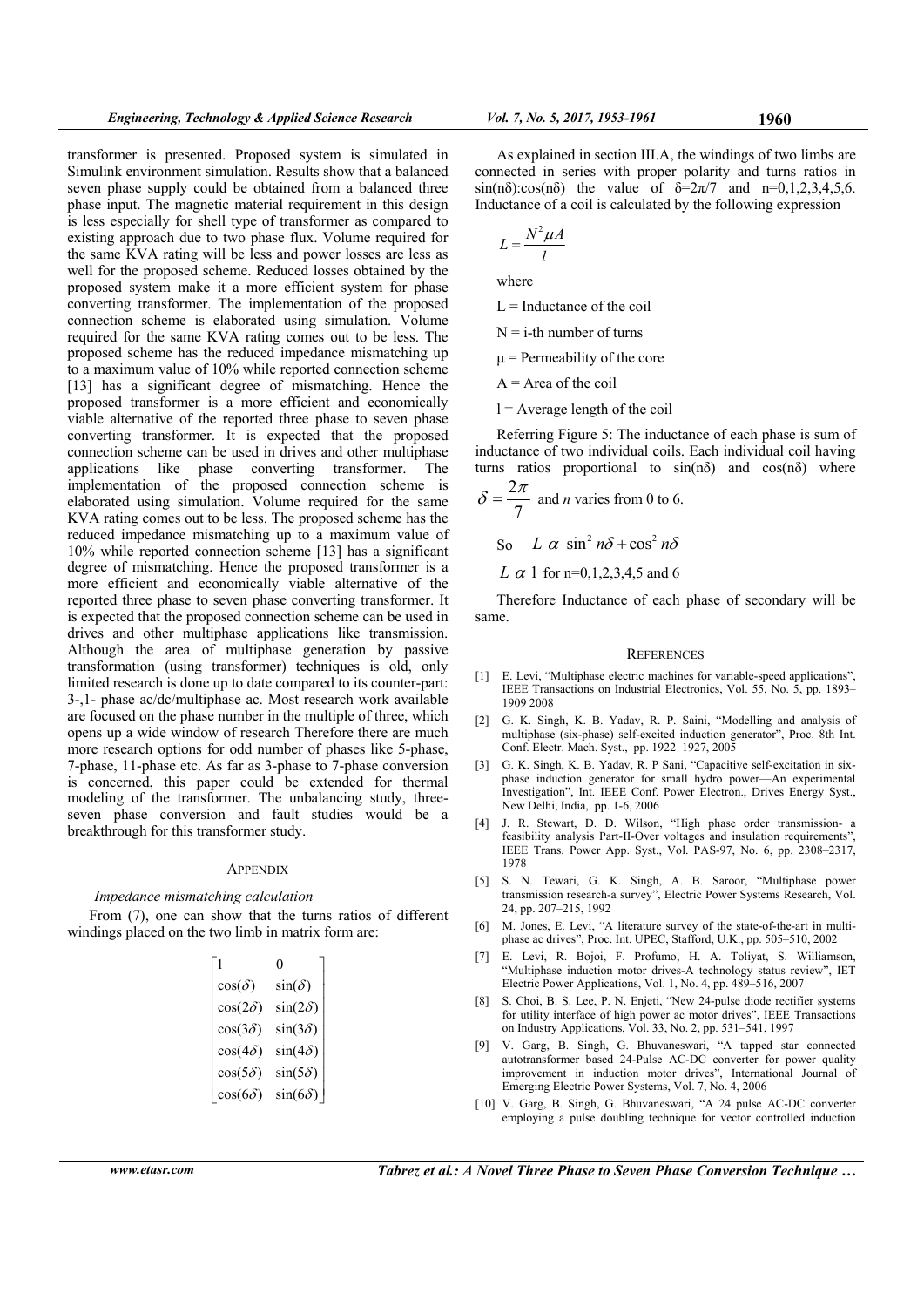transformer is presented. Proposed system is simulated in Simulink environment simulation. Results show that a balanced seven phase supply could be obtained from a balanced three phase input. The magnetic material requirement in this design is less especially for shell type of transformer as compared to existing approach due to two phase flux. Volume required for the same KVA rating will be less and power losses are less as well for the proposed scheme. Reduced losses obtained by the proposed system make it a more efficient system for phase converting transformer. The implementation of the proposed connection scheme is elaborated using simulation. Volume required for the same KVA rating comes out to be less. The proposed scheme has the reduced impedance mismatching up to a maximum value of 10% while reported connection scheme [13] has a significant degree of mismatching. Hence the proposed transformer is a more efficient and economically viable alternative of the reported three phase to seven phase converting transformer. It is expected that the proposed connection scheme can be used in drives and other multiphase applications like phase converting transformer. The implementation of the proposed connection scheme is elaborated using simulation. Volume required for the same KVA rating comes out to be less. The proposed scheme has the reduced impedance mismatching up to a maximum value of 10% while reported connection scheme [13] has a significant degree of mismatching. Hence the proposed transformer is a more efficient and economically viable alternative of the reported three phase to seven phase converting transformer. It is expected that the proposed connection scheme can be used in drives and other multiphase applications like transmission. Although the area of multiphase generation by passive transformation (using transformer) techniques is old, only limited research is done up to date compared to its counter-part: 3-,1- phase ac/dc/multiphase ac. Most research work available are focused on the phase number in the multiple of three, which opens up a wide window of research Therefore there are much more research options for odd number of phases like 5-phase, 7-phase, 11-phase etc. As far as 3-phase to 7-phase conversion is concerned, this paper could be extended for thermal modeling of the transformer. The unbalancing study, three-seven phase conversion and fault studies would be a breakthrough for this transformer study.

## APPENDIX

### *Impedance mismatching calculation*

From (7), one can show that the turns ratios of different windings placed on the two limb in matrix form are:

$$\begin{bmatrix} 1 & 0 \\ \cos(\delta) & \sin(\delta) \\ \cos(2\delta) & \sin(2\delta) \\ \cos(3\delta) & \sin(3\delta) \\ \cos(4\delta) & \sin(4\delta) \\ \cos(5\delta) & \sin(5\delta) \\ \cos(6\delta) & \sin(6\delta) \end{bmatrix}$$

As explained in section III.A, the windings of two limbs are connected in series with proper polarity and turns ratios in $\sin(n\delta):\cos(n\delta)$ the value of $\delta=2\pi/7$ and $n=0,1,2,3,4,5,6$. Inductance of a coil is calculated by the following expression

$$L = \frac{N^2 \mu A}{l}$$

where

$L$ = Inductance of the coil

$N$ = i-th number of turns

$\mu$ = Permeability of the core

$A$ = Area of the coil

$l$ = Average length of the coil

Referring Figure 5: The inductance of each phase is sum of inductance of two individual coils. Each individual coil having turns ratios proportional to $\sin(n\delta)$ and $\cos(n\delta)$ where $\delta = \frac{2\pi}{7}$ and *n* varies from 0 to 6.

So $L \;\alpha\; \sin^2 n\delta + \cos^2 n\delta$

$L \;\alpha\; 1$ for n=0,1,2,3,4,5 and 6

Therefore Inductance of each phase of secondary will be same.

## REFERENCES

[1] E. Levi, "Multiphase electric machines for variable-speed applications", IEEE Transactions on Industrial Electronics, Vol. 55, No. 5, pp. 1893–1909 2008

[2] G. K. Singh, K. B. Yadav, R. P. Saini, "Modelling and analysis of multiphase (six-phase) self-excited induction generator", Proc. 8th Int. Conf. Electr. Mach. Syst., pp. 1922–1927, 2005

[3] G. K. Singh, K. B. Yadav, R P Sani, "Capacitive self-excitation in six-phase induction generator for small hydro power—An experimental Investigation", Int. IEEE Conf. Power Electron., Drives Energy Syst., New Delhi, India, pp. 1-6, 2006

[4] J. R. Stewart, D. D. Wilson, "High phase order transmission- a feasibility analysis Part-II-Over voltages and insulation requirements", IEEE Trans. Power App. Syst., Vol. PAS-97, No. 6, pp. 2308–2317, 1978

[5] S. N. Tewari, G. K. Singh, A. B. Saroor, "Multiphase power transmission research-a survey", Electric Power Systems Research, Vol. 24, pp. 207–215, 1992

[6] M. Jones, E. Levi, "A literature survey of the state-of-the-art in multi-phase ac drives", Proc. Int. UPEC, Stafford, U.K., pp. 505–510, 2002

[7] E. Levi, R. Bojoi, F. Profumo, H. A. Toliyat, S. Williamson, "Multiphase induction motor drives-A technology status review", IET Electric Power Applications, Vol. 1, No. 4, pp. 489–516, 2007

[8] S. Choi, B. S. Lee, P. N. Enjeti, "New 24-pulse diode rectifier systems for utility interface of high power ac motor drives", IEEE Transactions on Industry Applications, Vol. 33, No. 2, pp. 531–541, 1997

[9] V. Garg, B. Singh, G. Bhuvaneswari, "A tapped star connected autotransformer based 24-Pulse AC-DC converter for power quality improvement in induction motor drives", International Journal of Emerging Electric Power Systems, Vol. 7, No. 4, 2006

[10] V. Garg, B. Singh, G. Bhuvaneswari, "A 24 pulse AC-DC converter employing a pulse doubling technique for vector controlled induction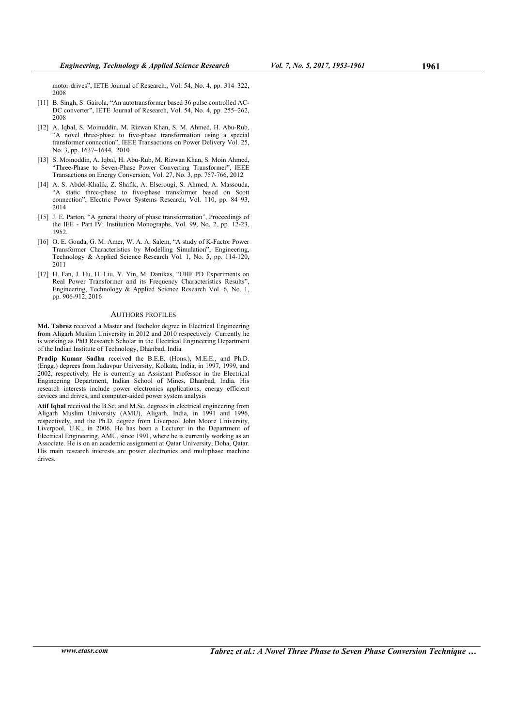motor drives", IETE Journal of Research., Vol. 54, No. 4, pp. 314–322, 2008

[11] B. Singh, S. Gairola, "An autotransformer based 36 pulse controlled AC-DC converter", IETE Journal of Research, Vol. 54, No. 4, pp. 255–262, 2008

[12] A. Iqbal, S. Moinuddin, M. Rizwan Khan, S. M. Ahmed, H. Abu-Rub, "A novel three-phase to five-phase transformation using a special transformer connection", IEEE Transactions on Power Delivery Vol. 25, No. 3, pp. 1637–1644, 2010

[13] S. Moinoddin, A. Iqbal, H. Abu-Rub, M. Rizwan Khan, S. Moin Ahmed, "Three-Phase to Seven-Phase Power Converting Transformer", IEEE Transactions on Energy Conversion, Vol. 27, No. 3, pp. 757-766, 2012

[14] A. S. Abdel-Khalik, Z. Shafik, A. Elserougi, S. Ahmed, A. Massouda, "A static three-phase to five-phase transformer based on Scott connection", Electric Power Systems Research, Vol. 110, pp. 84–93, 2014

[15] J. E. Parton, "A general theory of phase transformation", Proceedings of the IEE - Part IV: Institution Monographs, Vol. 99, No. 2, pp. 12-23, 1952.

[16] O. E. Gouda, G. M. Amer, W. A. A. Salem, "A study of K-Factor Power Transformer Characteristics by Modelling Simulation", Engineering, Technology & Applied Science Research Vol. 1, No. 5, pp. 114-120, 2011

[17] H. Fan, J. Hu, H. Liu, Y. Yin, M. Danikas, "UHF PD Experiments on Real Power Transformer and its Frequency Characteristics Results", Engineering, Technology & Applied Science Research Vol. 6, No. 1, pp. 906-912, 2016

## AUTHORS PROFILES

**Md. Tabrez** received a Master and Bachelor degree in Electrical Engineering from Aligarh Muslim University in 2012 and 2010 respectively. Currently he is working as PhD Research Scholar in the Electrical Engineering Department of the Indian Institute of Technology, Dhanbad, India.

**Pradip Kumar Sadhu** received the B.E.E. (Hons.), M.E.E., and Ph.D. (Engg.) degrees from Jadavpur University, Kolkata, India, in 1997, 1999, and 2002, respectively. He is currently an Assistant Professor in the Electrical Engineering Department, Indian School of Mines, Dhanbad, India. His research interests include power electronics applications, energy efficient devices and drives, and computer-aided power system analysis

**Atif Iqbal** received the B.Sc. and M.Sc. degrees in electrical engineering from Aligarh Muslim University (AMU), Aligarh, India, in 1991 and 1996, respectively, and the Ph.D. degree from Liverpool John Moore University, Liverpool, U.K., in 2006. He has been a Lecturer in the Department of Electrical Engineering, AMU, since 1991, where he is currently working as an Associate. He is on an academic assignment at Qatar University, Doha, Qatar. His main research interests are power electronics and multiphase machine drives.